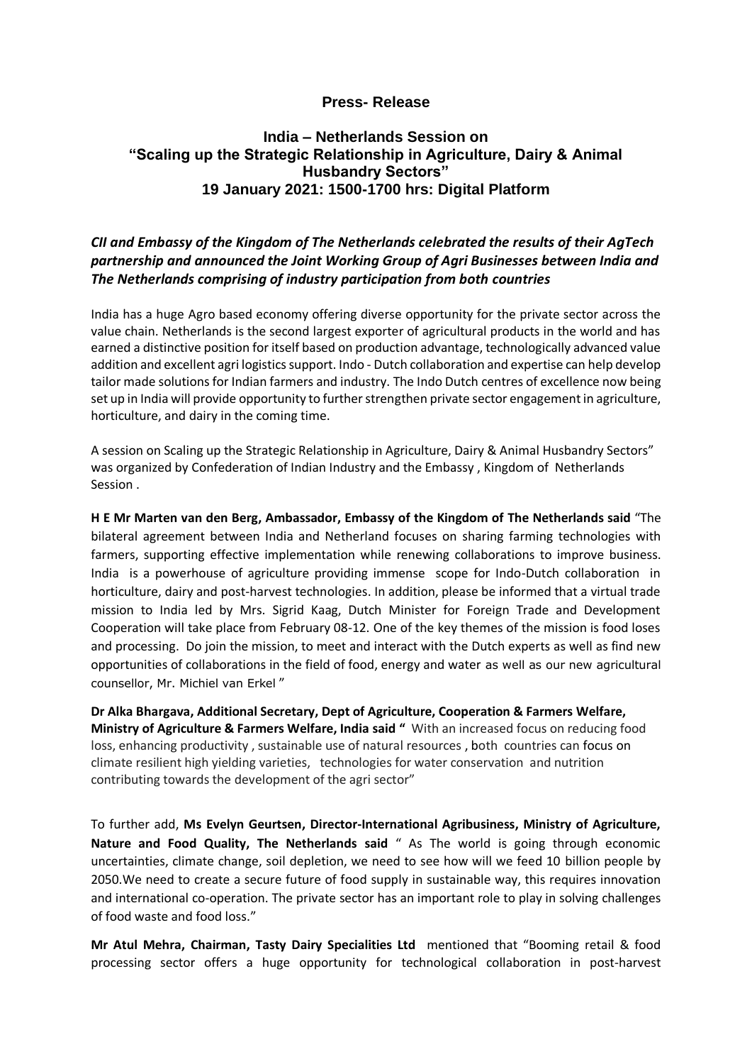# Press- Release

## India – Netherlands Session on "Scaling up the Strategic Relationship in Agriculture, Dairy & Animal Husbandry Sectors" 19 January 2021: 1500-1700 hrs: Digital Platform

***CII and Embassy of the Kingdom of The Netherlands celebrated the results of their AgTech partnership and announced the Joint Working Group of Agri Businesses between India and The Netherlands comprising of industry participation from both countries***

India has a huge Agro based economy offering diverse opportunity for the private sector across the value chain. Netherlands is the second largest exporter of agricultural products in the world and has earned a distinctive position for itself based on production advantage, technologically advanced value addition and excellent agri logistics support. Indo - Dutch collaboration and expertise can help develop tailor made solutions for Indian farmers and industry. The Indo Dutch centres of excellence now being set up in India will provide opportunity to further strengthen private sector engagement in agriculture, horticulture, and dairy in the coming time.

A session on Scaling up the Strategic Relationship in Agriculture, Dairy & Animal Husbandry Sectors" was organized by Confederation of Indian Industry and the Embassy , Kingdom of Netherlands Session .

**H E Mr Marten van den Berg, Ambassador, Embassy of the Kingdom of The Netherlands said** "The bilateral agreement between India and Netherland focuses on sharing farming technologies with farmers, supporting effective implementation while renewing collaborations to improve business. India is a powerhouse of agriculture providing immense scope for Indo-Dutch collaboration in horticulture, dairy and post-harvest technologies. In addition, please be informed that a virtual trade mission to India led by Mrs. Sigrid Kaag, Dutch Minister for Foreign Trade and Development Cooperation will take place from February 08-12. One of the key themes of the mission is food loses and processing. Do join the mission, to meet and interact with the Dutch experts as well as find new opportunities of collaborations in the field of food, energy and water as well as our new agricultural counsellor, Mr. Michiel van Erkel "

**Dr Alka Bhargava, Additional Secretary, Dept of Agriculture, Cooperation & Farmers Welfare, Ministry of Agriculture & Farmers Welfare, India said "** With an increased focus on reducing food loss, enhancing productivity , sustainable use of natural resources , both countries can focus on climate resilient high yielding varieties, technologies for water conservation and nutrition contributing towards the development of the agri sector"

To further add, **Ms Evelyn Geurtsen, Director-International Agribusiness, Ministry of Agriculture, Nature and Food Quality, The Netherlands said** " As The world is going through economic uncertainties, climate change, soil depletion, we need to see how will we feed 10 billion people by 2050.We need to create a secure future of food supply in sustainable way, this requires innovation and international co-operation. The private sector has an important role to play in solving challenges of food waste and food loss."

**Mr Atul Mehra, Chairman, Tasty Dairy Specialities Ltd** mentioned that "Booming retail & food processing sector offers a huge opportunity for technological collaboration in post-harvest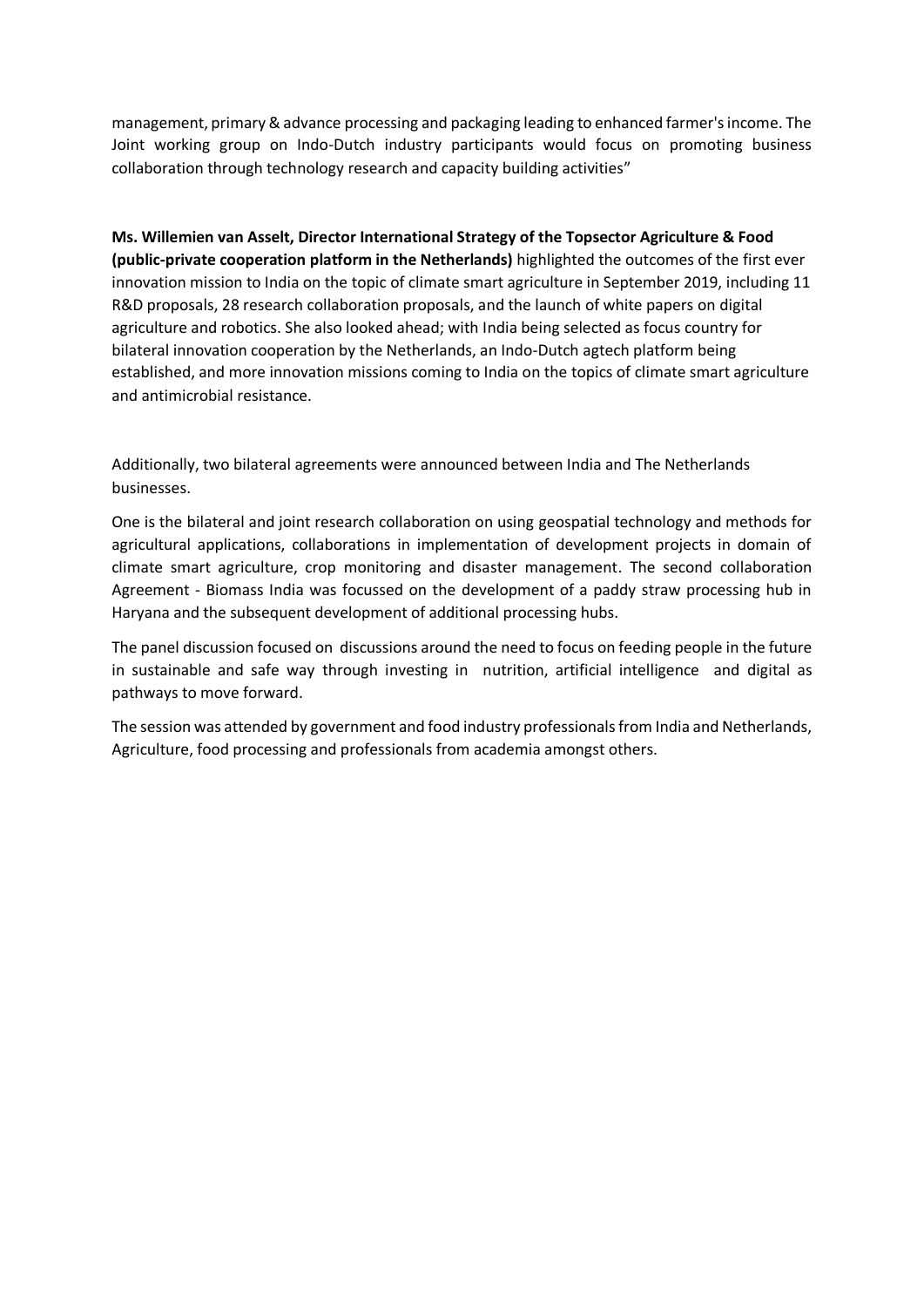management, primary & advance processing and packaging leading to enhanced farmer's income. The Joint working group on Indo-Dutch industry participants would focus on promoting business collaboration through technology research and capacity building activities"

**Ms. Willemien van Asselt, Director International Strategy of the Topsector Agriculture & Food (public-private cooperation platform in the Netherlands)** highlighted the outcomes of the first ever innovation mission to India on the topic of climate smart agriculture in September 2019, including 11 R&D proposals, 28 research collaboration proposals, and the launch of white papers on digital agriculture and robotics. She also looked ahead; with India being selected as focus country for bilateral innovation cooperation by the Netherlands, an Indo-Dutch agtech platform being established, and more innovation missions coming to India on the topics of climate smart agriculture and antimicrobial resistance.

Additionally, two bilateral agreements were announced between India and The Netherlands businesses.

One is the bilateral and joint research collaboration on using geospatial technology and methods for agricultural applications, collaborations in implementation of development projects in domain of climate smart agriculture, crop monitoring and disaster management. The second collaboration Agreement - Biomass India was focussed on the development of a paddy straw processing hub in Haryana and the subsequent development of additional processing hubs.

The panel discussion focused on discussions around the need to focus on feeding people in the future in sustainable and safe way through investing in nutrition, artificial intelligence and digital as pathways to move forward.

The session was attended by government and food industry professionals from India and Netherlands, Agriculture, food processing and professionals from academia amongst others.